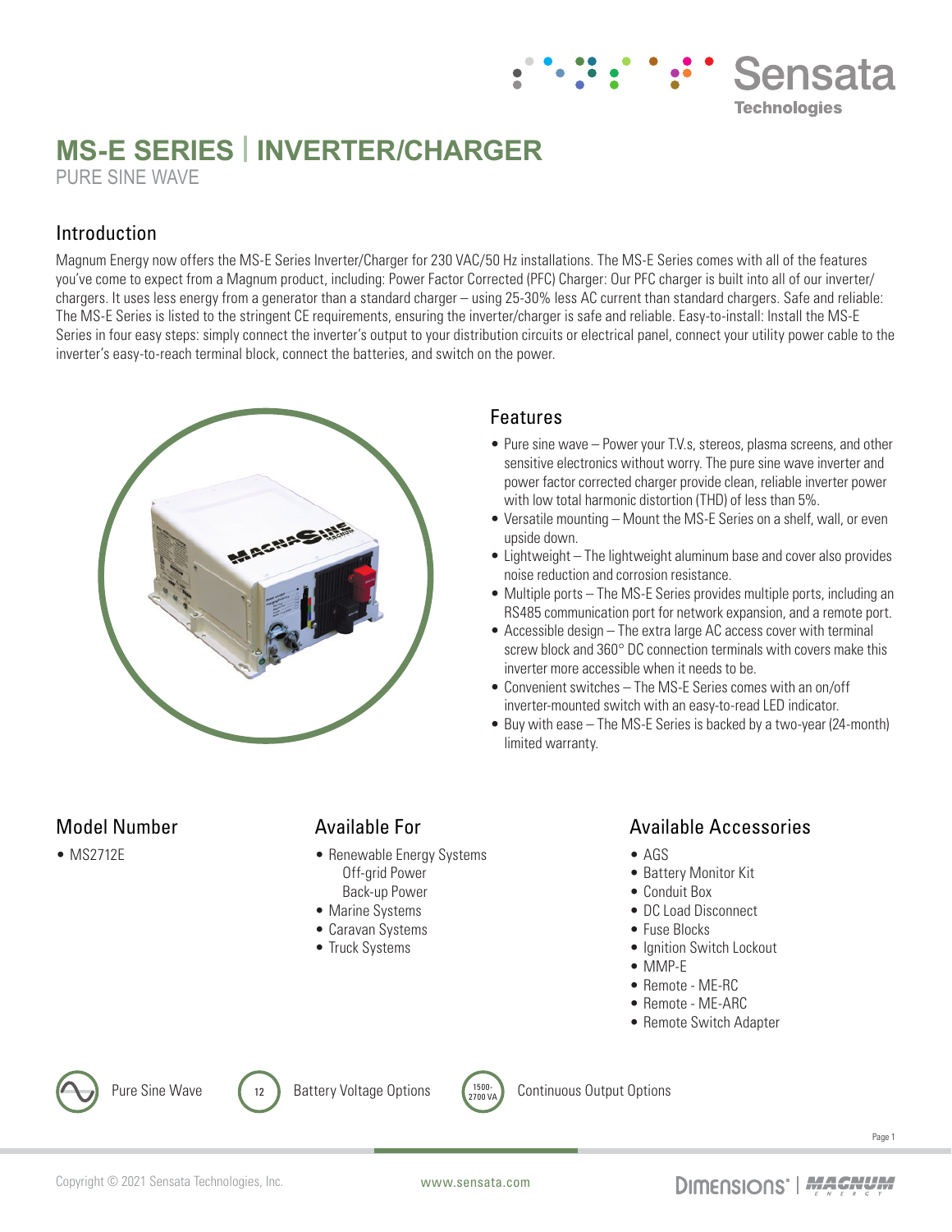# MS-E SERIES | INVERTER/CHARGER

PURE SINE WAVE

## Introduction

Magnum Energy now offers the MS-E Series Inverter/Charger for 230 VAC/50 Hz installations. The MS-E Series comes with all of the features you've come to expect from a Magnum product, including: Power Factor Corrected (PFC) Charger: Our PFC charger is built into all of our inverter/chargers. It uses less energy from a generator than a standard charger – using 25-30% less AC current than standard chargers. Safe and reliable: The MS-E Series is listed to the stringent CE requirements, ensuring the inverter/charger is safe and reliable. Easy-to-install: Install the MS-E Series in four easy steps: simply connect the inverter's output to your distribution circuits or electrical panel, connect your utility power cable to the inverter's easy-to-reach terminal block, connect the batteries, and switch on the power.

## Features

- Pure sine wave – Power your T.V.s, stereos, plasma screens, and other sensitive electronics without worry. The pure sine wave inverter and power factor corrected charger provide clean, reliable inverter power with low total harmonic distortion (THD) of less than 5%.
- Versatile mounting – Mount the MS-E Series on a shelf, wall, or even upside down.
- Lightweight – The lightweight aluminum base and cover also provides noise reduction and corrosion resistance.
- Multiple ports – The MS-E Series provides multiple ports, including an RS485 communication port for network expansion, and a remote port.
- Accessible design – The extra large AC access cover with terminal screw block and 360° DC connection terminals with covers make this inverter more accessible when it needs to be.
- Convenient switches – The MS-E Series comes with an on/off inverter-mounted switch with an easy-to-read LED indicator.
- Buy with ease – The MS-E Series is backed by a two-year (24-month) limited warranty.

## Model Number

- MS2712E

## Available For

- Renewable Energy Systems
  - Off-grid Power
  - Back-up Power
- Marine Systems
- Caravan Systems
- Truck Systems

## Available Accessories

- AGS
- Battery Monitor Kit
- Conduit Box
- DC Load Disconnect
- Fuse Blocks
- Ignition Switch Lockout
- MMP-E
- Remote - ME-RC
- Remote - ME-ARC
- Remote Switch Adapter

Pure Sine Wave | 12 Battery Voltage Options | 1500-2700 VA Continuous Output Options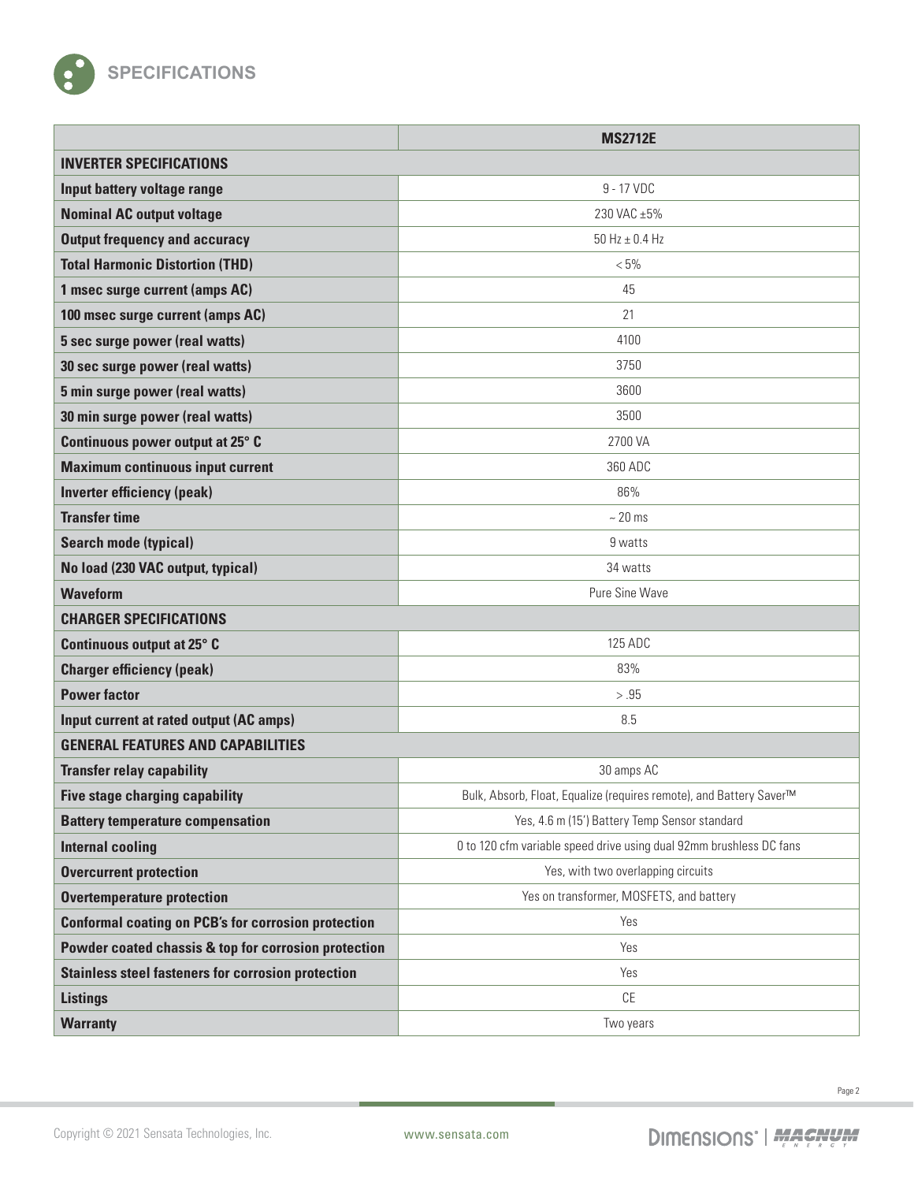## SPECIFICATIONS

| | MS2712E |
|---|---|
| **INVERTER SPECIFICATIONS** | |
| **Input battery voltage range** | 9 - 17 VDC |
| **Nominal AC output voltage** | 230 VAC ±5% |
| **Output frequency and accuracy** | 50 Hz ± 0.4 Hz |
| **Total Harmonic Distortion (THD)** | < 5% |
| **1 msec surge current (amps AC)** | 45 |
| **100 msec surge current (amps AC)** | 21 |
| **5 sec surge power (real watts)** | 4100 |
| **30 sec surge power (real watts)** | 3750 |
| **5 min surge power (real watts)** | 3600 |
| **30 min surge power (real watts)** | 3500 |
| **Continuous power output at 25° C** | 2700 VA |
| **Maximum continuous input current** | 360 ADC |
| **Inverter efficiency (peak)** | 86% |
| **Transfer time** | ~ 20 ms |
| **Search mode (typical)** | 9 watts |
| **No load (230 VAC output, typical)** | 34 watts |
| **Waveform** | Pure Sine Wave |
| **CHARGER SPECIFICATIONS** | |
| **Continuous output at 25° C** | 125 ADC |
| **Charger efficiency (peak)** | 83% |
| **Power factor** | > .95 |
| **Input current at rated output (AC amps)** | 8.5 |
| **GENERAL FEATURES AND CAPABILITIES** | |
| **Transfer relay capability** | 30 amps AC |
| **Five stage charging capability** | Bulk, Absorb, Float, Equalize (requires remote), and Battery Saver™ |
| **Battery temperature compensation** | Yes, 4.6 m (15') Battery Temp Sensor standard |
| **Internal cooling** | 0 to 120 cfm variable speed drive using dual 92mm brushless DC fans |
| **Overcurrent protection** | Yes, with two overlapping circuits |
| **Overtemperature protection** | Yes on transformer, MOSFETS, and battery |
| **Conformal coating on PCB's for corrosion protection** | Yes |
| **Powder coated chassis & top for corrosion protection** | Yes |
| **Stainless steel fasteners for corrosion protection** | Yes |
| **Listings** | CE |
| **Warranty** | Two years |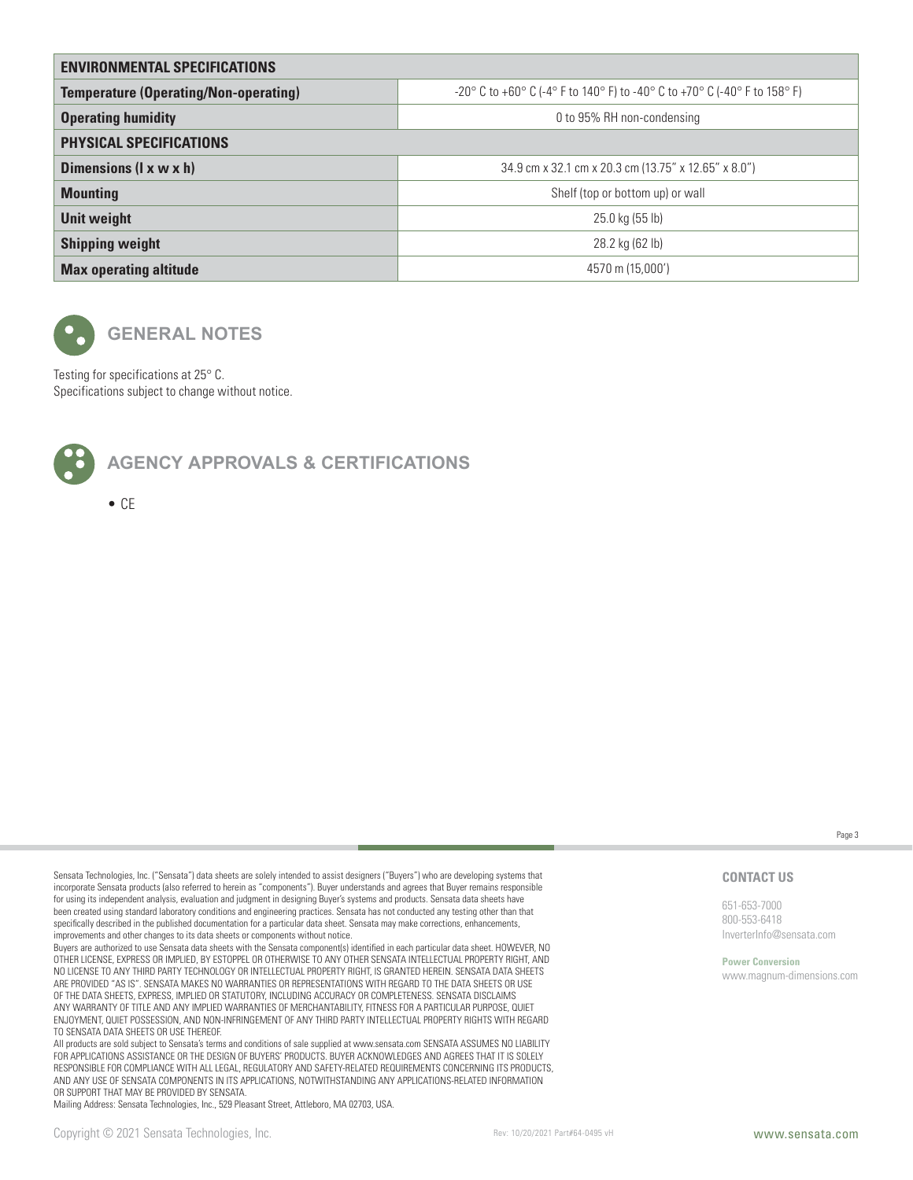| ENVIRONMENTAL SPECIFICATIONS | |
| --- | --- |
| **Temperature (Operating/Non-operating)** | -20° C to +60° C (-4° F to 140° F) to -40° C to +70° C (-40° F to 158° F) |
| **Operating humidity** | 0 to 95% RH non-condensing |
| **PHYSICAL SPECIFICATIONS** | |
| **Dimensions (l x w x h)** | 34.9 cm x 32.1 cm x 20.3 cm (13.75" x 12.65" x 8.0") |
| **Mounting** | Shelf (top or bottom up) or wall |
| **Unit weight** | 25.0 kg (55 lb) |
| **Shipping weight** | 28.2 kg (62 lb) |
| **Max operating altitude** | 4570 m (15,000') |

## GENERAL NOTES

Testing for specifications at 25° C.
Specifications subject to change without notice.

## AGENCY APPROVALS & CERTIFICATIONS

- CE

Sensata Technologies, Inc. ("Sensata") data sheets are solely intended to assist designers ("Buyers") who are developing systems that incorporate Sensata products (also referred to herein as "components"). Buyer understands and agrees that Buyer remains responsible for using its independent analysis, evaluation and judgment in designing Buyer's systems and products. Sensata data sheets have been created using standard laboratory conditions and engineering practices. Sensata has not conducted any testing other than that specifically described in the published documentation for a particular data sheet. Sensata may make corrections, enhancements, improvements and other changes to its data sheets or components without notice.

Buyers are authorized to use Sensata data sheets with the Sensata component(s) identified in each particular data sheet. HOWEVER, NO OTHER LICENSE, EXPRESS OR IMPLIED, BY ESTOPPEL OR OTHERWISE TO ANY OTHER SENSATA INTELLECTUAL PROPERTY RIGHT, AND NO LICENSE TO ANY THIRD PARTY TECHNOLOGY OR INTELLECTUAL PROPERTY RIGHT, IS GRANTED HEREIN. SENSATA DATA SHEETS ARE PROVIDED "AS IS". SENSATA MAKES NO WARRANTIES OR REPRESENTATIONS WITH REGARD TO THE DATA SHEETS OR USE OF THE DATA SHEETS, EXPRESS, IMPLIED OR STATUTORY, INCLUDING ACCURACY OR COMPLETENESS. SENSATA DISCLAIMS ANY WARRANTY OF TITLE AND ANY IMPLIED WARRANTIES OF MERCHANTABILITY, FITNESS FOR A PARTICULAR PURPOSE, QUIET ENJOYMENT, QUIET POSSESSION, AND NON-INFRINGEMENT OF ANY THIRD PARTY INTELLECTUAL PROPERTY RIGHTS WITH REGARD TO SENSATA DATA SHEETS OR USE THEREOF.

All products are sold subject to Sensata's terms and conditions of sale supplied at www.sensata.com SENSATA ASSUMES NO LIABILITY FOR APPLICATIONS ASSISTANCE OR THE DESIGN OF BUYERS' PRODUCTS. BUYER ACKNOWLEDGES AND AGREES THAT IT IS SOLELY RESPONSIBLE FOR COMPLIANCE WITH ALL LEGAL, REGULATORY AND SAFETY-RELATED REQUIREMENTS CONCERNING ITS PRODUCTS, AND ANY USE OF SENSATA COMPONENTS IN ITS APPLICATIONS, NOTWITHSTANDING ANY APPLICATIONS-RELATED INFORMATION OR SUPPORT THAT MAY BE PROVIDED BY SENSATA.

Mailing Address: Sensata Technologies, Inc., 529 Pleasant Street, Attleboro, MA 02703, USA.

**CONTACT US**

651-653-7000
800-553-6418
InverterInfo@sensata.com

**Power Conversion**
www.magnum-dimensions.com

Copyright © 2021 Sensata Technologies, Inc.

Rev: 10/20/2021 Part#64-0495 vH

www.sensata.com